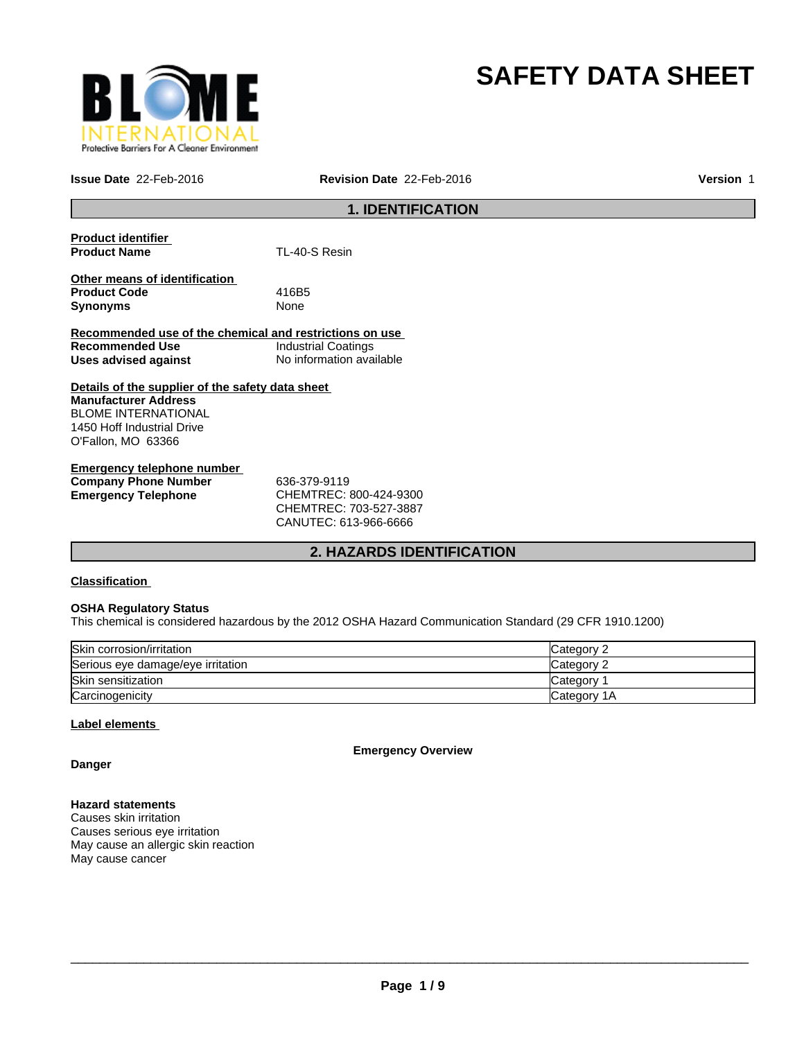# SAFETY DATA SHEET

**Issue Date** 22-Feb-2016 **Revision Date** 22-Feb-2016 **Version** 1

## 1. IDENTIFICATION

**Product identifier**

**Product Name** TL-40-S Resin

**Other means of identification**

**Product Code** 416B5

**Synonyms** None

**Recommended use of the chemical and restrictions on use**

**Recommended Use** Industrial Coatings

**Uses advised against** No information available

**Details of the supplier of the safety data sheet**

**Manufacturer Address**
BLOME INTERNATIONAL
1450 Hoff Industrial Drive
O'Fallon, MO 63366

**Emergency telephone number**

**Company Phone Number** 636-379-9119

**Emergency Telephone** CHEMTREC: 800-424-9300
CHEMTREC: 703-527-3887
CANUTEC: 613-966-6666

## 2. HAZARDS IDENTIFICATION

**Classification**

**OSHA Regulatory Status**
This chemical is considered hazardous by the 2012 OSHA Hazard Communication Standard (29 CFR 1910.1200)

| | |
|---|---|
| Skin corrosion/irritation | Category 2 |
| Serious eye damage/eye irritation | Category 2 |
| Skin sensitization | Category 1 |
| Carcinogenicity | Category 1A |

**Label elements**

**Emergency Overview**

**Danger**

**Hazard statements**
Causes skin irritation
Causes serious eye irritation
May cause an allergic skin reaction
May cause cancer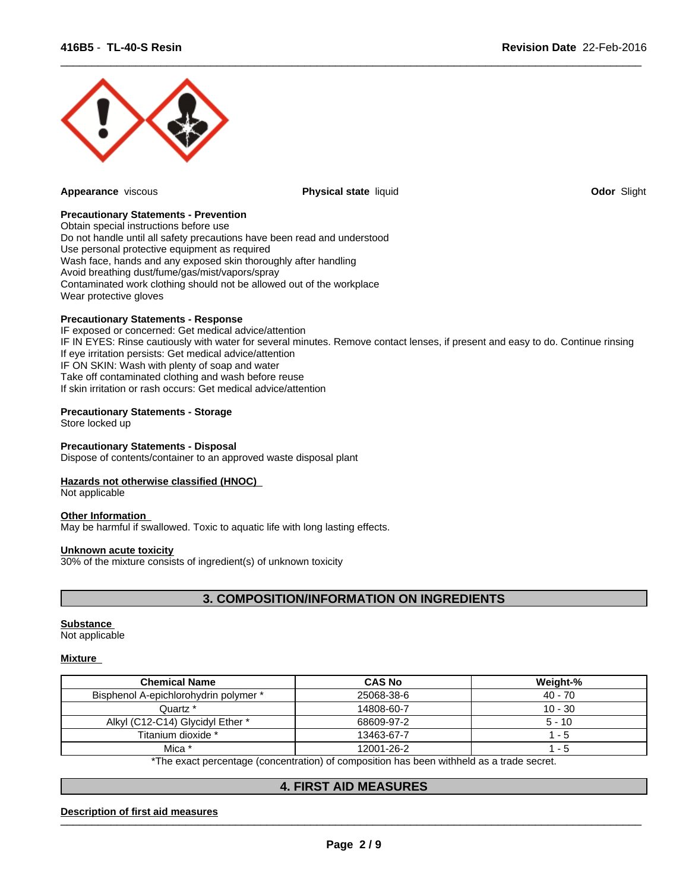**Appearance** viscous

**Physical state** liquid

**Odor** Slight

**Precautionary Statements - Prevention**
Obtain special instructions before use
Do not handle until all safety precautions have been read and understood
Use personal protective equipment as required
Wash face, hands and any exposed skin thoroughly after handling
Avoid breathing dust/fume/gas/mist/vapors/spray
Contaminated work clothing should not be allowed out of the workplace
Wear protective gloves

**Precautionary Statements - Response**
IF exposed or concerned: Get medical advice/attention
IF IN EYES: Rinse cautiously with water for several minutes. Remove contact lenses, if present and easy to do. Continue rinsing
If eye irritation persists: Get medical advice/attention
IF ON SKIN: Wash with plenty of soap and water
Take off contaminated clothing and wash before reuse
If skin irritation or rash occurs: Get medical advice/attention

**Precautionary Statements - Storage**
Store locked up

**Precautionary Statements - Disposal**
Dispose of contents/container to an approved waste disposal plant

**Hazards not otherwise classified (HNOC)**
Not applicable

**Other Information**
May be harmful if swallowed. Toxic to aquatic life with long lasting effects.

**Unknown acute toxicity**
30% of the mixture consists of ingredient(s) of unknown toxicity

## 3. COMPOSITION/INFORMATION ON INGREDIENTS

**Substance**
Not applicable

**Mixture**

| Chemical Name | CAS No | Weight-% |
|---|---|---|
| Bisphenol A-epichlorohydrin polymer * | 25068-38-6 | 40 - 70 |
| Quartz * | 14808-60-7 | 10 - 30 |
| Alkyl (C12-C14) Glycidyl Ether * | 68609-97-2 | 5 - 10 |
| Titanium dioxide * | 13463-67-7 | 1 - 5 |
| Mica * | 12001-26-2 | 1 - 5 |

*The exact percentage (concentration) of composition has been withheld as a trade secret.

## 4. FIRST AID MEASURES

**Description of first aid measures**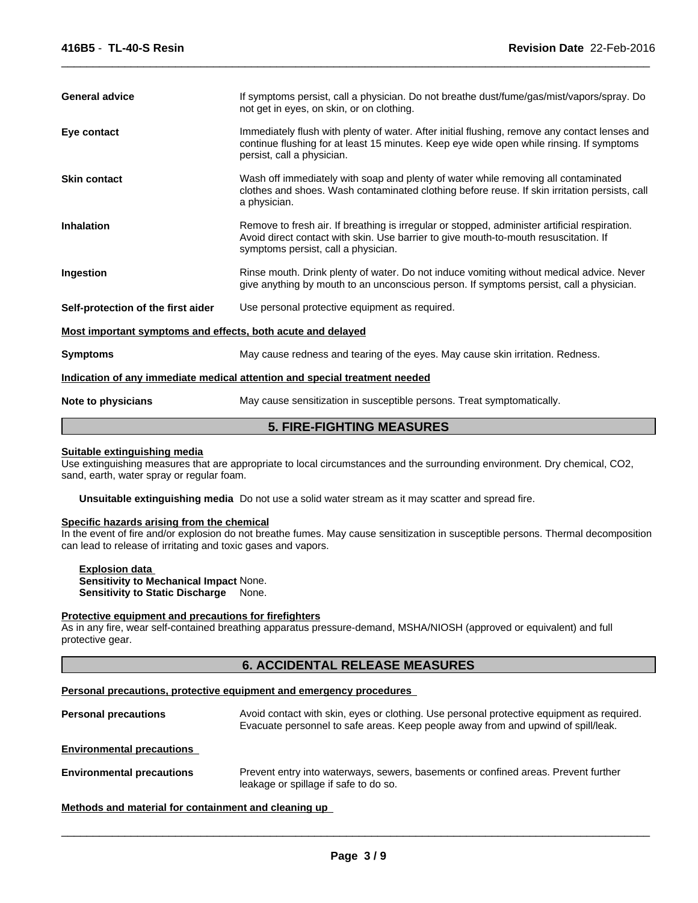**General advice**: If symptoms persist, call a physician. Do not breathe dust/fume/gas/mist/vapors/spray. Do not get in eyes, on skin, or on clothing.

**Eye contact**: Immediately flush with plenty of water. After initial flushing, remove any contact lenses and continue flushing for at least 15 minutes. Keep eye wide open while rinsing. If symptoms persist, call a physician.

**Skin contact**: Wash off immediately with soap and plenty of water while removing all contaminated clothes and shoes. Wash contaminated clothing before reuse. If skin irritation persists, call a physician.

**Inhalation**: Remove to fresh air. If breathing is irregular or stopped, administer artificial respiration. Avoid direct contact with skin. Use barrier to give mouth-to-mouth resuscitation. If symptoms persist, call a physician.

**Ingestion**: Rinse mouth. Drink plenty of water. Do not induce vomiting without medical advice. Never give anything by mouth to an unconscious person. If symptoms persist, call a physician.

**Self-protection of the first aider**: Use personal protective equipment as required.

**Most important symptoms and effects, both acute and delayed**

**Symptoms**: May cause redness and tearing of the eyes. May cause skin irritation. Redness.

**Indication of any immediate medical attention and special treatment needed**

**Note to physicians**: May cause sensitization in susceptible persons. Treat symptomatically.

## 5. FIRE-FIGHTING MEASURES

**Suitable extinguishing media**

Use extinguishing measures that are appropriate to local circumstances and the surrounding environment. Dry chemical, $CO_2$, sand, earth, water spray or regular foam.

**Unsuitable extinguishing media** Do not use a solid water stream as it may scatter and spread fire.

**Specific hazards arising from the chemical**

In the event of fire and/or explosion do not breathe fumes. May cause sensitization in susceptible persons. Thermal decomposition can lead to release of irritating and toxic gases and vapors.

**Explosion data**

**Sensitivity to Mechanical Impact** None.

**Sensitivity to Static Discharge** None.

**Protective equipment and precautions for firefighters**

As in any fire, wear self-contained breathing apparatus pressure-demand, MSHA/NIOSH (approved or equivalent) and full protective gear.

## 6. ACCIDENTAL RELEASE MEASURES

**Personal precautions, protective equipment and emergency procedures**

**Personal precautions**: Avoid contact with skin, eyes or clothing. Use personal protective equipment as required. Evacuate personnel to safe areas. Keep people away from and upwind of spill/leak.

**Environmental precautions**

**Environmental precautions**: Prevent entry into waterways, sewers, basements or confined areas. Prevent further leakage or spillage if safe to do so.

**Methods and material for containment and cleaning up**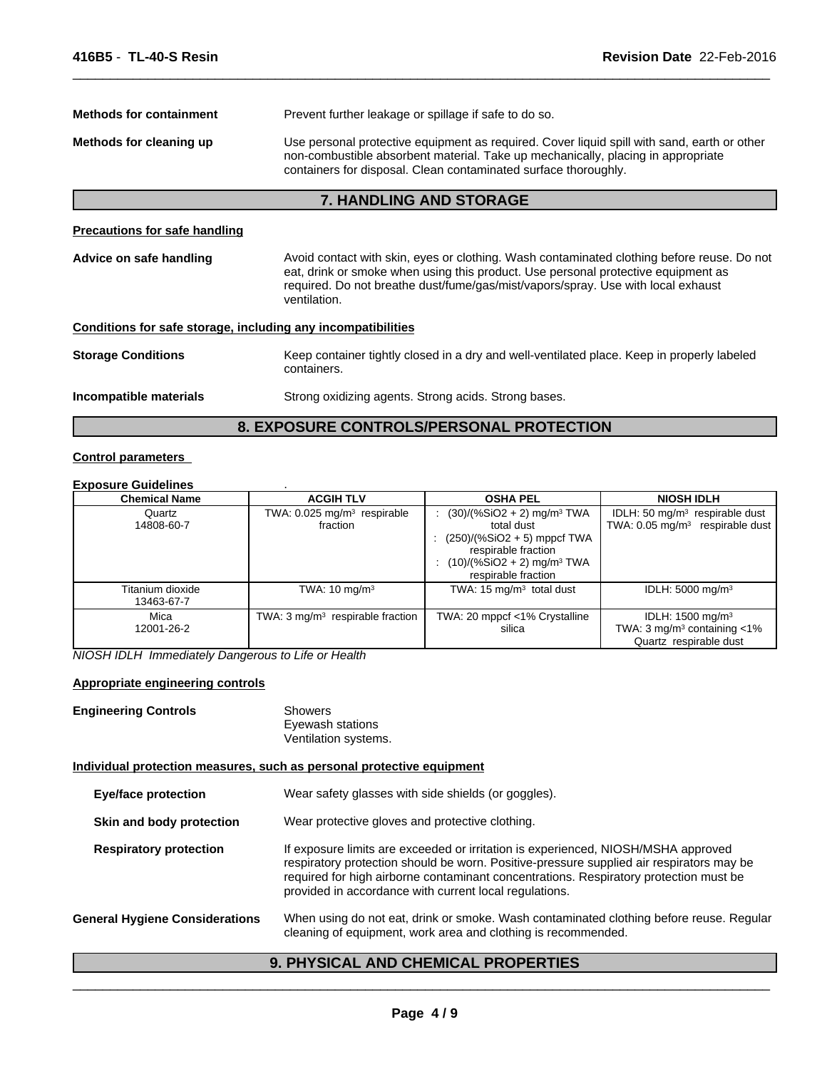**Methods for containment** Prevent further leakage or spillage if safe to do so.

**Methods for cleaning up** Use personal protective equipment as required. Cover liquid spill with sand, earth or other non-combustible absorbent material. Take up mechanically, placing in appropriate containers for disposal. Clean contaminated surface thoroughly.

## 7. HANDLING AND STORAGE

**Precautions for safe handling**

**Advice on safe handling** Avoid contact with skin, eyes or clothing. Wash contaminated clothing before reuse. Do not eat, drink or smoke when using this product. Use personal protective equipment as required. Do not breathe dust/fume/gas/mist/vapors/spray. Use with local exhaust ventilation.

**Conditions for safe storage, including any incompatibilities**

**Storage Conditions** Keep container tightly closed in a dry and well-ventilated place. Keep in properly labeled containers.

**Incompatible materials** Strong oxidizing agents. Strong acids. Strong bases.

## 8. EXPOSURE CONTROLS/PERSONAL PROTECTION

**Control parameters**

**Exposure Guidelines** .

| Chemical Name | ACGIH TLV | OSHA PEL | NIOSH IDLH |
|---|---|---|---|
| Quartz<br>14808-60-7 | TWA: 0.025 mg/m³ respirable fraction | : (30)/(%SiO2 + 2) mg/m³ TWA total dust<br>: (250)/(%SiO2 + 5) mppcf TWA respirable fraction<br>: (10)/(%SiO2 + 2) mg/m³ TWA respirable fraction | IDLH: 50 mg/m³ respirable dust<br>TWA: 0.05 mg/m³ respirable dust |
| Titanium dioxide<br>13463-67-7 | TWA: 10 mg/m³ | TWA: 15 mg/m³ total dust | IDLH: 5000 mg/m³ |
| Mica<br>12001-26-2 | TWA: 3 mg/m³ respirable fraction | TWA: 20 mppcf <1% Crystalline silica | IDLH: 1500 mg/m³<br>TWA: 3 mg/m³ containing <1% Quartz respirable dust |

*NIOSH IDLH Immediately Dangerous to Life or Health*

**Appropriate engineering controls**

**Engineering Controls** Showers
Eyewash stations
Ventilation systems.

**Individual protection measures, such as personal protective equipment**

**Eye/face protection** Wear safety glasses with side shields (or goggles).

**Skin and body protection** Wear protective gloves and protective clothing.

**Respiratory protection** If exposure limits are exceeded or irritation is experienced, NIOSH/MSHA approved respiratory protection should be worn. Positive-pressure supplied air respirators may be required for high airborne contaminant concentrations. Respiratory protection must be provided in accordance with current local regulations.

**General Hygiene Considerations** When using do not eat, drink or smoke. Wash contaminated clothing before reuse. Regular cleaning of equipment, work area and clothing is recommended.

## 9. PHYSICAL AND CHEMICAL PROPERTIES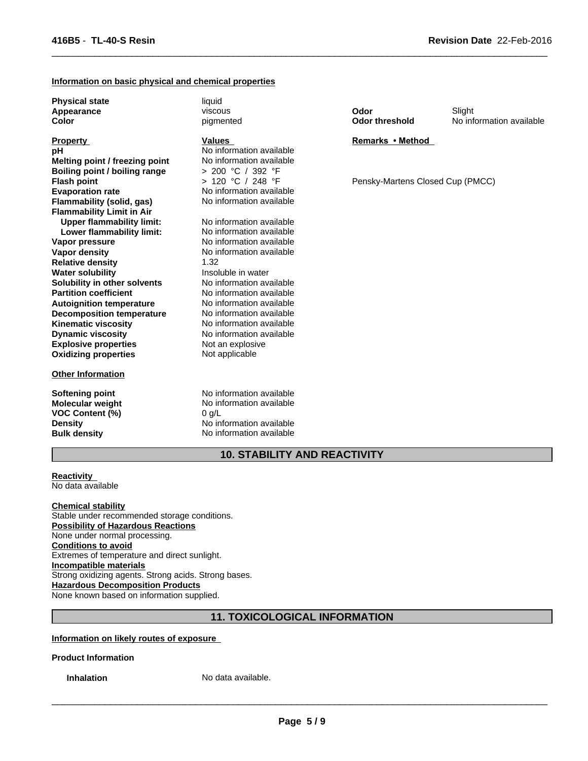**Information on basic physical and chemical properties**

| | | | |
|---|---|---|---|
| **Physical state** | liquid | | |
| **Appearance** | viscous | **Odor** | Slight |
| **Color** | pigmented | **Odor threshold** | No information available |

| **Property** | **Values** | **Remarks • Method** |
|---|---|---|
| **pH** | No information available | |
| **Melting point / freezing point** | No information available | |
| **Boiling point / boiling range** | > 200 °C / 392 °F | |
| **Flash point** | > 120 °C / 248 °F | Pensky-Martens Closed Cup (PMCC) |
| **Evaporation rate** | No information available | |
| **Flammability (solid, gas)** | No information available | |
| **Flammability Limit in Air** | | |
| **Upper flammability limit:** | No information available | |
| **Lower flammability limit:** | No information available | |
| **Vapor pressure** | No information available | |
| **Vapor density** | No information available | |
| **Relative density** | 1.32 | |
| **Water solubility** | Insoluble in water | |
| **Solubility in other solvents** | No information available | |
| **Partition coefficient** | No information available | |
| **Autoignition temperature** | No information available | |
| **Decomposition temperature** | No information available | |
| **Kinematic viscosity** | No information available | |
| **Dynamic viscosity** | No information available | |
| **Explosive properties** | Not an explosive | |
| **Oxidizing properties** | Not applicable | |

**Other Information**

| | |
|---|---|
| **Softening point** | No information available |
| **Molecular weight** | No information available |
| **VOC Content (%)** | 0 g/L |
| **Density** | No information available |
| **Bulk density** | No information available |

## 10. STABILITY AND REACTIVITY

**Reactivity**
No data available

**Chemical stability**
Stable under recommended storage conditions.

**Possibility of Hazardous Reactions**
None under normal processing.

**Conditions to avoid**
Extremes of temperature and direct sunlight.

**Incompatible materials**
Strong oxidizing agents. Strong acids. Strong bases.

**Hazardous Decomposition Products**
None known based on information supplied.

## 11. TOXICOLOGICAL INFORMATION

**Information on likely routes of exposure**

**Product Information**

**Inhalation** No data available.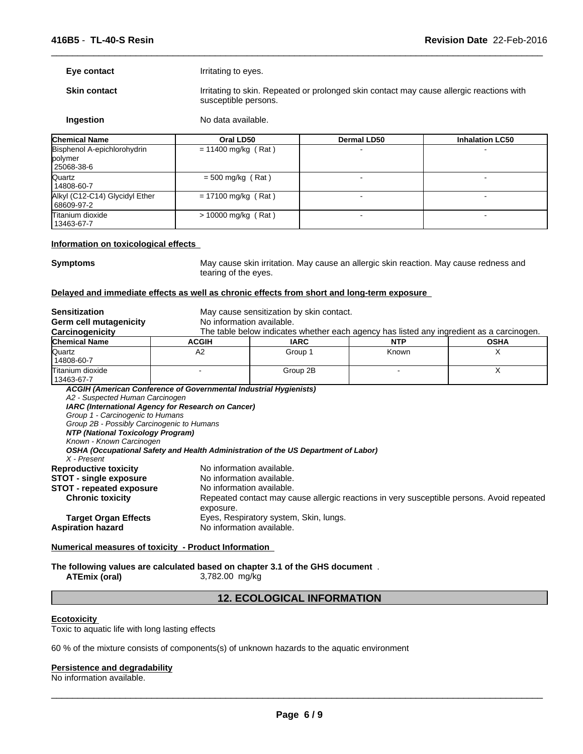**Eye contact** Irritating to eyes.

**Skin contact** Irritating to skin. Repeated or prolonged skin contact may cause allergic reactions with susceptible persons.

**Ingestion** No data available.

| Chemical Name | Oral LD50 | Dermal LD50 | Inhalation LC50 |
|---|---|---|---|
| Bisphenol A-epichlorohydrin polymer 25068-38-6 | = 11400 mg/kg ( Rat ) | - | - |
| Quartz 14808-60-7 | = 500 mg/kg ( Rat ) | - | - |
| Alkyl (C12-C14) Glycidyl Ether 68609-97-2 | = 17100 mg/kg ( Rat ) | - | - |
| Titanium dioxide 13463-67-7 | > 10000 mg/kg ( Rat ) | - | - |

**Information on toxicological effects**

**Symptoms** May cause skin irritation. May cause an allergic skin reaction. May cause redness and tearing of the eyes.

**Delayed and immediate effects as well as chronic effects from short and long-term exposure**

**Sensitization** May cause sensitization by skin contact.
**Germ cell mutagenicity** No information available.
**Carcinogenicity** The table below indicates whether each agency has listed any ingredient as a carcinogen.

| Chemical Name | ACGIH | IARC | NTP | OSHA |
|---|---|---|---|---|
| Quartz 14808-60-7 | A2 | Group 1 | Known | X |
| Titanium dioxide 13463-67-7 | - | Group 2B | - | X |

***ACGIH (American Conference of Governmental Industrial Hygienists)***
*A2 - Suspected Human Carcinogen*
***IARC (International Agency for Research on Cancer)***
*Group 1 - Carcinogenic to Humans*
*Group 2B - Possibly Carcinogenic to Humans*
***NTP (National Toxicology Program)***
*Known - Known Carcinogen*
***OSHA (Occupational Safety and Health Administration of the US Department of Labor)***
*X - Present*

**Reproductive toxicity** No information available.
**STOT - single exposure** No information available.
**STOT - repeated exposure** No information available.
**Chronic toxicity** Repeated contact may cause allergic reactions in very susceptible persons. Avoid repeated exposure.
**Target Organ Effects** Eyes, Respiratory system, Skin, lungs.
**Aspiration hazard** No information available.

**Numerical measures of toxicity - Product Information**

**The following values are calculated based on chapter 3.1 of the GHS document** .
**ATEmix (oral)** 3,782.00 mg/kg

## 12. ECOLOGICAL INFORMATION

**Ecotoxicity**
Toxic to aquatic life with long lasting effects

60 % of the mixture consists of components(s) of unknown hazards to the aquatic environment

**Persistence and degradability**
No information available.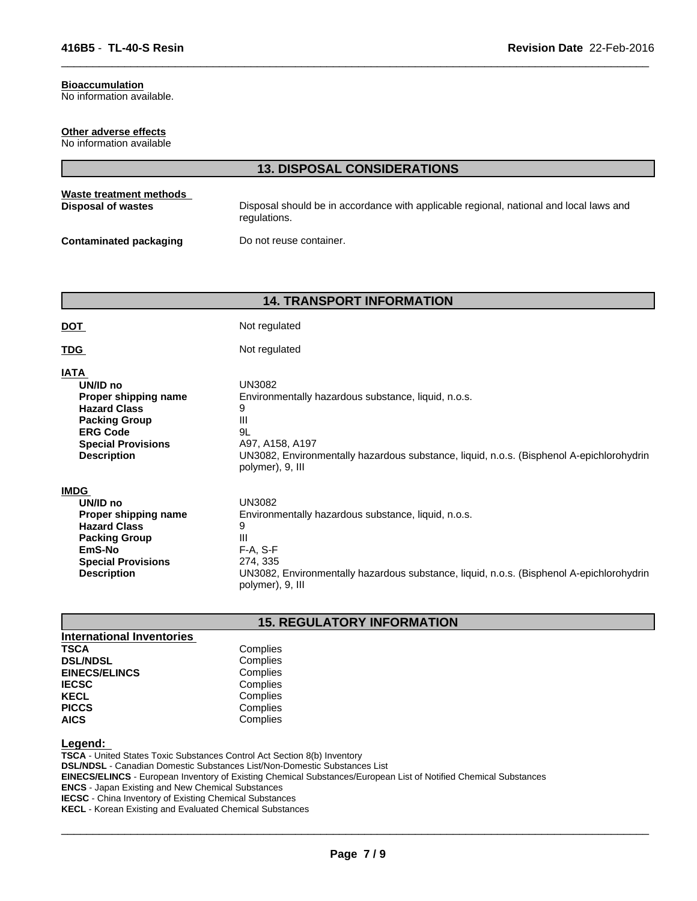**Bioaccumulation**
No information available.

**Other adverse effects**
No information available

## 13. DISPOSAL CONSIDERATIONS

**Waste treatment methods**

| | |
|---|---|
| **Disposal of wastes** | Disposal should be in accordance with applicable regional, national and local laws and regulations. |
| **Contaminated packaging** | Do not reuse container. |

## 14. TRANSPORT INFORMATION

| | |
|---|---|
| **DOT** | Not regulated |
| **TDG** | Not regulated |

**IATA**

| | |
|---|---|
| **UN/ID no** | UN3082 |
| **Proper shipping name** | Environmentally hazardous substance, liquid, n.o.s. |
| **Hazard Class** | 9 |
| **Packing Group** | III |
| **ERG Code** | 9L |
| **Special Provisions** | A97, A158, A197 |
| **Description** | UN3082, Environmentally hazardous substance, liquid, n.o.s. (Bisphenol A-epichlorohydrin polymer), 9, III |

**IMDG**

| | |
|---|---|
| **UN/ID no** | UN3082 |
| **Proper shipping name** | Environmentally hazardous substance, liquid, n.o.s. |
| **Hazard Class** | 9 |
| **Packing Group** | III |
| **EmS-No** | F-A, S-F |
| **Special Provisions** | 274, 335 |
| **Description** | UN3082, Environmentally hazardous substance, liquid, n.o.s. (Bisphenol A-epichlorohydrin polymer), 9, III |

## 15. REGULATORY INFORMATION

**International Inventories**

| | |
|---|---|
| **TSCA** | Complies |
| **DSL/NDSL** | Complies |
| **EINECS/ELINCS** | Complies |
| **IECSC** | Complies |
| **KECL** | Complies |
| **PICCS** | Complies |
| **AICS** | Complies |

**Legend:**
**TSCA** - United States Toxic Substances Control Act Section 8(b) Inventory
**DSL/NDSL** - Canadian Domestic Substances List/Non-Domestic Substances List
**EINECS/ELINCS** - European Inventory of Existing Chemical Substances/European List of Notified Chemical Substances
**ENCS** - Japan Existing and New Chemical Substances
**IECSC** - China Inventory of Existing Chemical Substances
**KECL** - Korean Existing and Evaluated Chemical Substances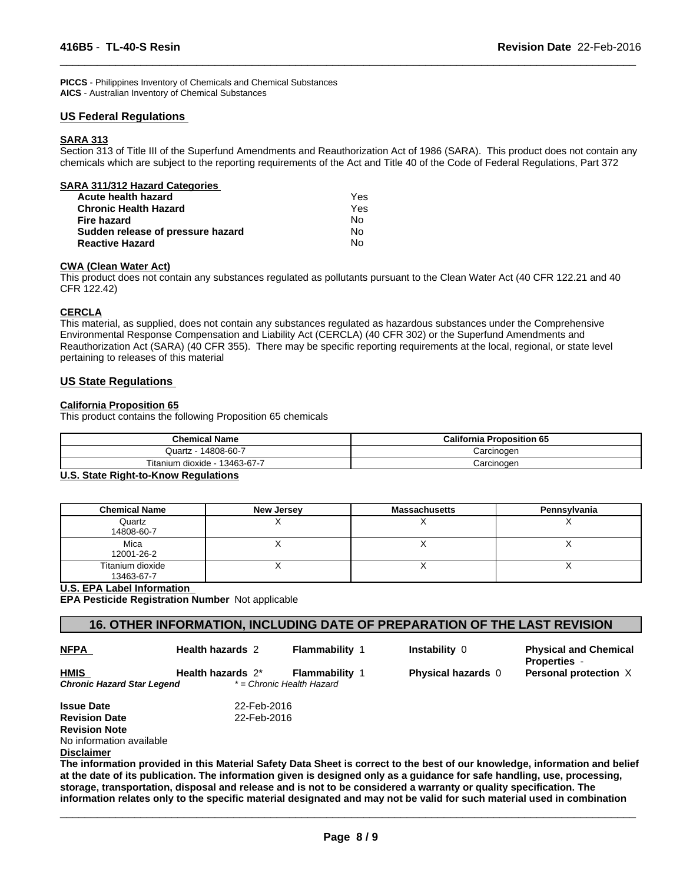**PICCS** - Philippines Inventory of Chemicals and Chemical Substances
**AICS** - Australian Inventory of Chemical Substances

## US Federal Regulations

### SARA 313

Section 313 of Title III of the Superfund Amendments and Reauthorization Act of 1986 (SARA). This product does not contain any chemicals which are subject to the reporting requirements of the Act and Title 40 of the Code of Federal Regulations, Part 372

### SARA 311/312 Hazard Categories

| | |
|---|---|
| **Acute health hazard** | Yes |
| **Chronic Health Hazard** | Yes |
| **Fire hazard** | No |
| **Sudden release of pressure hazard** | No |
| **Reactive Hazard** | No |

### CWA (Clean Water Act)

This product does not contain any substances regulated as pollutants pursuant to the Clean Water Act (40 CFR 122.21 and 40 CFR 122.42)

### CERCLA

This material, as supplied, does not contain any substances regulated as hazardous substances under the Comprehensive Environmental Response Compensation and Liability Act (CERCLA) (40 CFR 302) or the Superfund Amendments and Reauthorization Act (SARA) (40 CFR 355). There may be specific reporting requirements at the local, regional, or state level pertaining to releases of this material

## US State Regulations

### California Proposition 65

This product contains the following Proposition 65 chemicals

| Chemical Name | California Proposition 65 |
|---|---|
| Quartz - 14808-60-7 | Carcinogen |
| Titanium dioxide - 13463-67-7 | Carcinogen |

### U.S. State Right-to-Know Regulations

| Chemical Name | New Jersey | Massachusetts | Pennsylvania |
|---|---|---|---|
| Quartz<br>14808-60-7 | X | X | X |
| Mica<br>12001-26-2 | X | X | X |
| Titanium dioxide<br>13463-67-7 | X | X | X |

### U.S. EPA Label Information

**EPA Pesticide Registration Number** Not applicable

## 16. OTHER INFORMATION, INCLUDING DATE OF PREPARATION OF THE LAST REVISION

| | | | | |
|---|---|---|---|---|
| **NFPA** | **Health hazards** 2 | **Flammability** 1 | **Instability** 0 | **Physical and Chemical Properties** - |
| **HMIS** | **Health hazards** 2* | **Flammability** 1 | **Physical hazards** 0 | **Personal protection** X |
| ***Chronic Hazard Star Legend*** | *\* = Chronic Health Hazard* | | | |

**Issue Date** 22-Feb-2016
**Revision Date** 22-Feb-2016
**Revision Note**
No information available

**Disclaimer**

**The information provided in this Material Safety Data Sheet is correct to the best of our knowledge, information and belief at the date of its publication. The information given is designed only as a guidance for safe handling, use, processing, storage, transportation, disposal and release and is not to be considered a warranty or quality specification. The information relates only to the specific material designated and may not be valid for such material used in combination**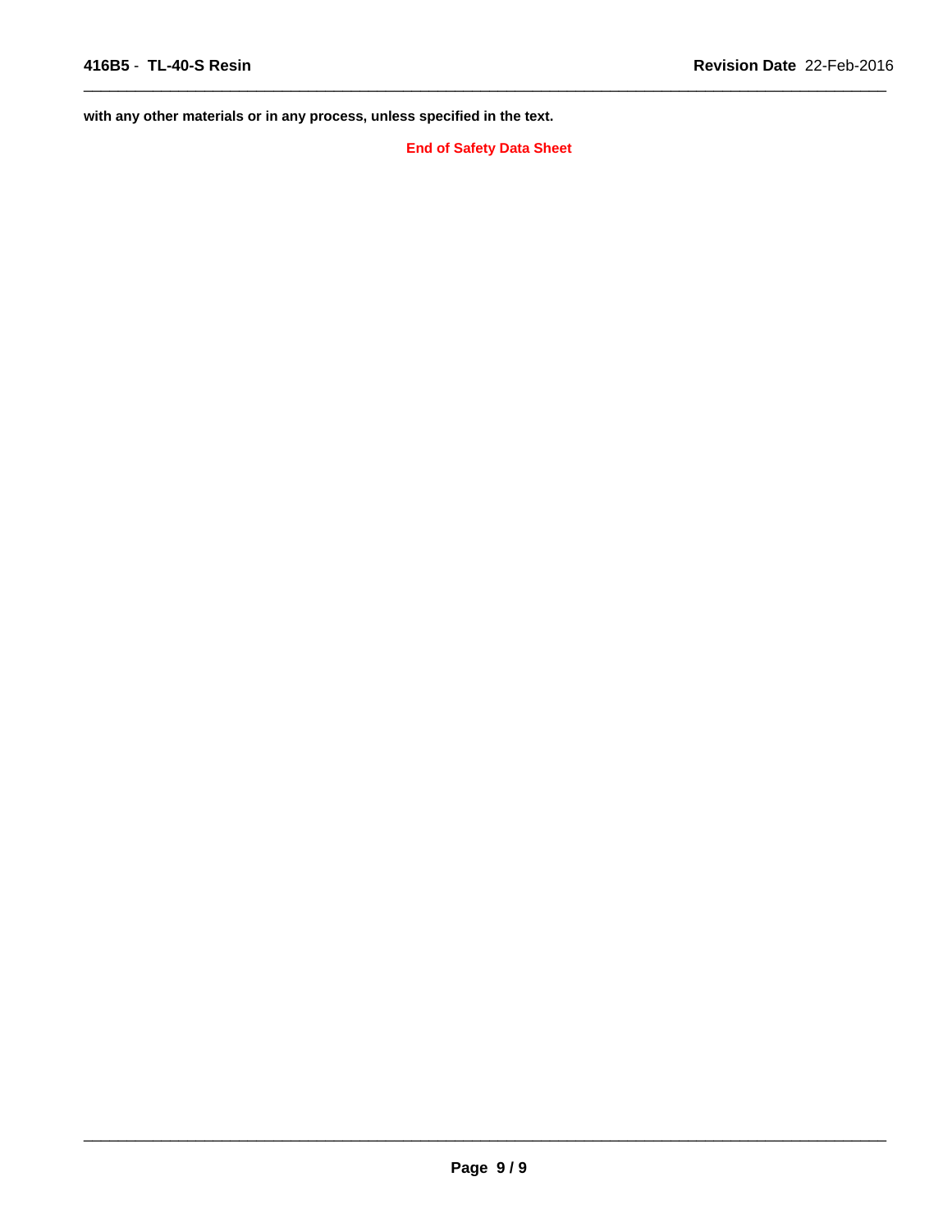**with any other materials or in any process, unless specified in the text.**

**End of Safety Data Sheet**